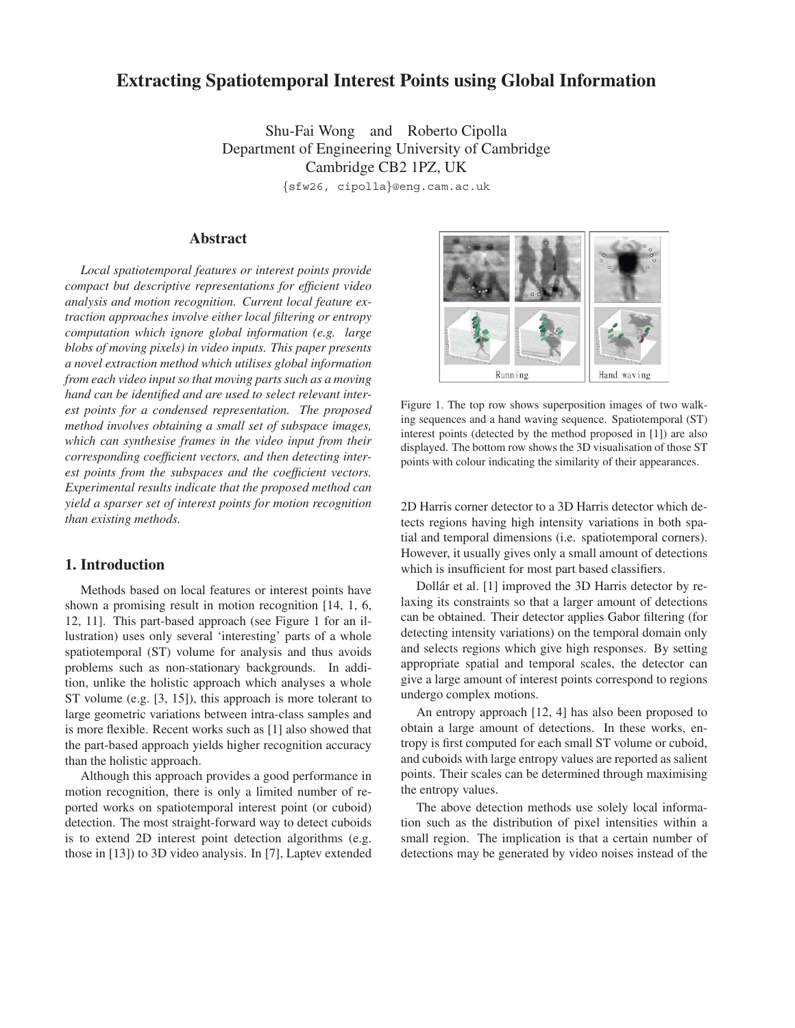# Extracting Spatiotemporal Interest Points using Global Information

Shu-Fai Wong and Roberto Cipolla
Department of Engineering University of Cambridge
Cambridge CB2 1PZ, UK
{sfw26, cipolla}@eng.cam.ac.uk

## Abstract

*Local spatiotemporal features or interest points provide compact but descriptive representations for efficient video analysis and motion recognition. Current local feature extraction approaches involve either local filtering or entropy computation which ignore global information (e.g. large blobs of moving pixels) in video inputs. This paper presents a novel extraction method which utilises global information from each video input so that moving parts such as a moving hand can be identified and are used to select relevant interest points for a condensed representation. The proposed method involves obtaining a small set of subspace images, which can synthesise frames in the video input from their corresponding coefficient vectors, and then detecting interest points from the subspaces and the coefficient vectors. Experimental results indicate that the proposed method can yield a sparser set of interest points for motion recognition than existing methods.*

## 1. Introduction

Methods based on local features or interest points have shown a promising result in motion recognition [14, 1, 6, 12, 11]. This part-based approach (see Figure 1 for an illustration) uses only several 'interesting' parts of a whole spatiotemporal (ST) volume for analysis and thus avoids problems such as non-stationary backgrounds. In addition, unlike the holistic approach which analyses a whole ST volume (e.g. [3, 15]), this approach is more tolerant to large geometric variations between intra-class samples and is more flexible. Recent works such as [1] also showed that the part-based approach yields higher recognition accuracy than the holistic approach.

Although this approach provides a good performance in motion recognition, there is only a limited number of reported works on spatiotemporal interest point (or cuboid) detection. The most straight-forward way to detect cuboids is to extend 2D interest point detection algorithms (e.g. those in [13]) to 3D video analysis. In [7], Laptev extended 2D Harris corner detector to a 3D Harris detector which detects regions having high intensity variations in both spatial and temporal dimensions (i.e. spatiotemporal corners). However, it usually gives only a small amount of detections which is insufficient for most part based classifiers.

Figure 1. The top row shows superposition images of two walking sequences and a hand waving sequence. Spatiotemporal (ST) interest points (detected by the method proposed in [1]) are also displayed. The bottom row shows the 3D visualisation of those ST points with colour indicating the similarity of their appearances.

Dollár et al. [1] improved the 3D Harris detector by relaxing its constraints so that a larger amount of detections can be obtained. Their detector applies Gabor filtering (for detecting intensity variations) on the temporal domain only and selects regions which give high responses. By setting appropriate spatial and temporal scales, the detector can give a large amount of interest points correspond to regions undergo complex motions.

An entropy approach [12, 4] has also been proposed to obtain a large amount of detections. In these works, entropy is first computed for each small ST volume or cuboid, and cuboids with large entropy values are reported as salient points. Their scales can be determined through maximising the entropy values.

The above detection methods use solely local information such as the distribution of pixel intensities within a small region. The implication is that a certain number of detections may be generated by video noises instead of the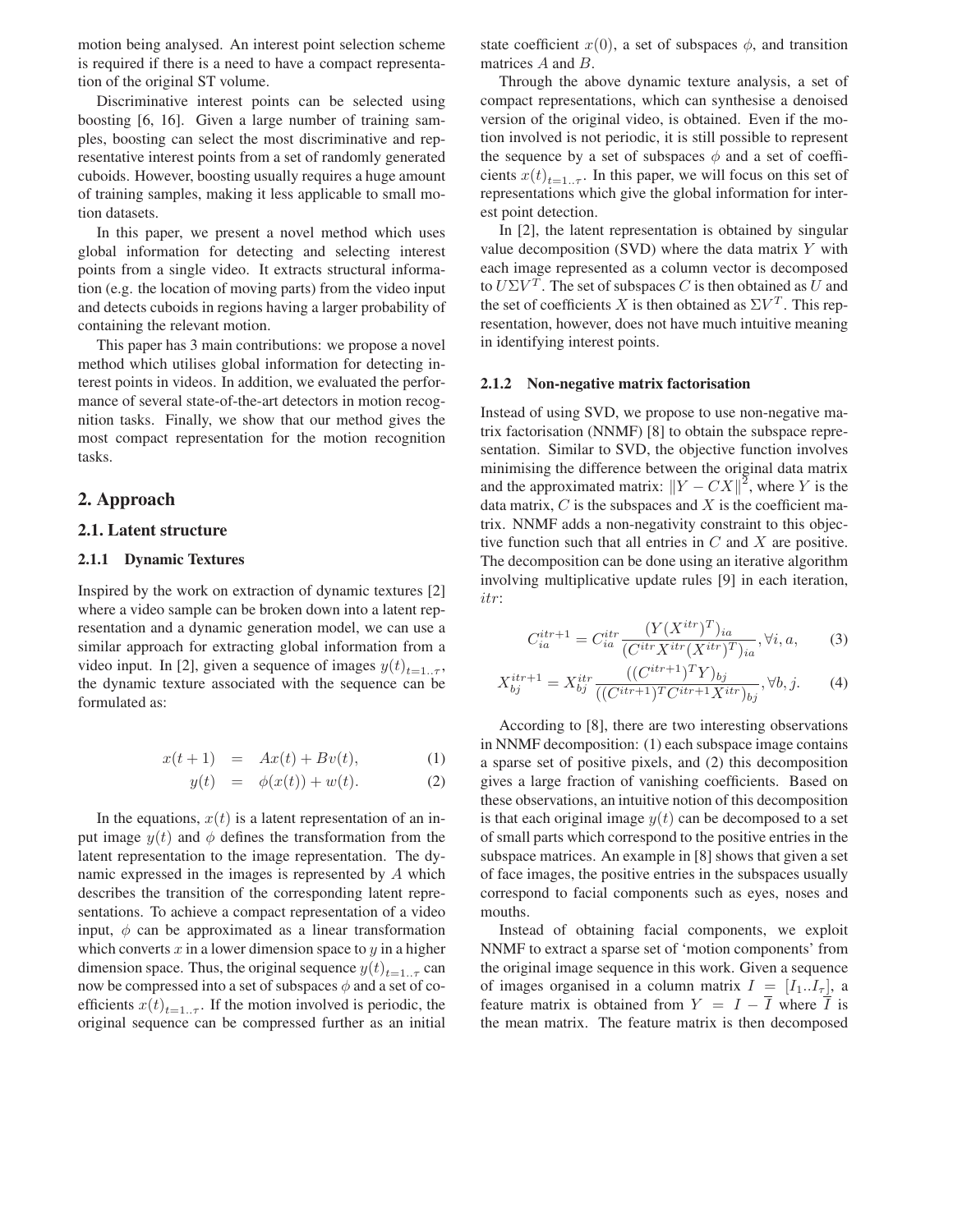motion being analysed. An interest point selection scheme is required if there is a need to have a compact representation of the original ST volume.

Discriminative interest points can be selected using boosting [6, 16]. Given a large number of training samples, boosting can select the most discriminative and representative interest points from a set of randomly generated cuboids. However, boosting usually requires a huge amount of training samples, making it less applicable to small motion datasets.

In this paper, we present a novel method which uses global information for detecting and selecting interest points from a single video. It extracts structural information (e.g. the location of moving parts) from the video input and detects cuboids in regions having a larger probability of containing the relevant motion.

This paper has 3 main contributions: we propose a novel method which utilises global information for detecting interest points in videos. In addition, we evaluated the performance of several state-of-the-art detectors in motion recognition tasks. Finally, we show that our method gives the most compact representation for the motion recognition tasks.

## 2. Approach

### 2.1. Latent structure

#### 2.1.1 Dynamic Textures

Inspired by the work on extraction of dynamic textures [2] where a video sample can be broken down into a latent representation and a dynamic generation model, we can use a similar approach for extracting global information from a video input. In [2], given a sequence of images $y(t)_{t=1..\tau}$, the dynamic texture associated with the sequence can be formulated as:

$$x(t+1) = Ax(t) + Bv(t), \quad (1)$$

$$y(t) = \phi(x(t)) + w(t). \quad (2)$$

In the equations, $x(t)$ is a latent representation of an input image $y(t)$ and $\phi$ defines the transformation from the latent representation to the image representation. The dynamic expressed in the images is represented by $A$ which describes the transition of the corresponding latent representations. To achieve a compact representation of a video input, $\phi$ can be approximated as a linear transformation which converts $x$ in a lower dimension space to $y$ in a higher dimension space. Thus, the original sequence $y(t)_{t=1..\tau}$ can now be compressed into a set of subspaces $\phi$ and a set of coefficients $x(t)_{t=1..\tau}$. If the motion involved is periodic, the original sequence can be compressed further as an initial state coefficient $x(0)$, a set of subspaces $\phi$, and transition matrices $A$ and $B$.

Through the above dynamic texture analysis, a set of compact representations, which can synthesise a denoised version of the original video, is obtained. Even if the motion involved is not periodic, it is still possible to represent the sequence by a set of subspaces $\phi$ and a set of coefficients $x(t)_{t=1..\tau}$. In this paper, we will focus on this set of representations which give the global information for interest point detection.

In [2], the latent representation is obtained by singular value decomposition (SVD) where the data matrix $Y$ with each image represented as a column vector is decomposed to $U\Sigma V^T$. The set of subspaces $C$ is then obtained as $U$ and the set of coefficients $X$ is then obtained as $\Sigma V^T$. This representation, however, does not have much intuitive meaning in identifying interest points.

#### 2.1.2 Non-negative matrix factorisation

Instead of using SVD, we propose to use non-negative matrix factorisation (NNMF) [8] to obtain the subspace representation. Similar to SVD, the objective function involves minimising the difference between the original data matrix and the approximated matrix: $\|Y - CX\|^2$, where $Y$ is the data matrix, $C$ is the subspaces and $X$ is the coefficient matrix. NNMF adds a non-negativity constraint to this objective function such that all entries in $C$ and $X$ are positive. The decomposition can be done using an iterative algorithm involving multiplicative update rules [9] in each iteration, $itr$:

$$C_{ia}^{itr+1} = C_{ia}^{itr} \frac{(Y(X^{itr})^T)_{ia}}{(C^{itr}X^{itr}(X^{itr})^T)_{ia}}, \forall i, a, \quad (3)$$

$$X_{bj}^{itr+1} = X_{bj}^{itr} \frac{((C^{itr+1})^T Y)_{bj}}{((C^{itr+1})^T C^{itr+1} X^{itr})_{bj}}, \forall b, j. \quad (4)$$

According to [8], there are two interesting observations in NNMF decomposition: (1) each subspace image contains a sparse set of positive pixels, and (2) this decomposition gives a large fraction of vanishing coefficients. Based on these observations, an intuitive notion of this decomposition is that each original image $y(t)$ can be decomposed to a set of small parts which correspond to the positive entries in the subspace matrices. An example in [8] shows that given a set of face images, the positive entries in the subspaces usually correspond to facial components such as eyes, noses and mouths.

Instead of obtaining facial components, we exploit NNMF to extract a sparse set of 'motion components' from the original image sequence in this work. Given a sequence of images organised in a column matrix $I = [I_1..I_\tau]$, a feature matrix is obtained from $Y = I - \overline{I}$ where $\overline{I}$ is the mean matrix. The feature matrix is then decomposed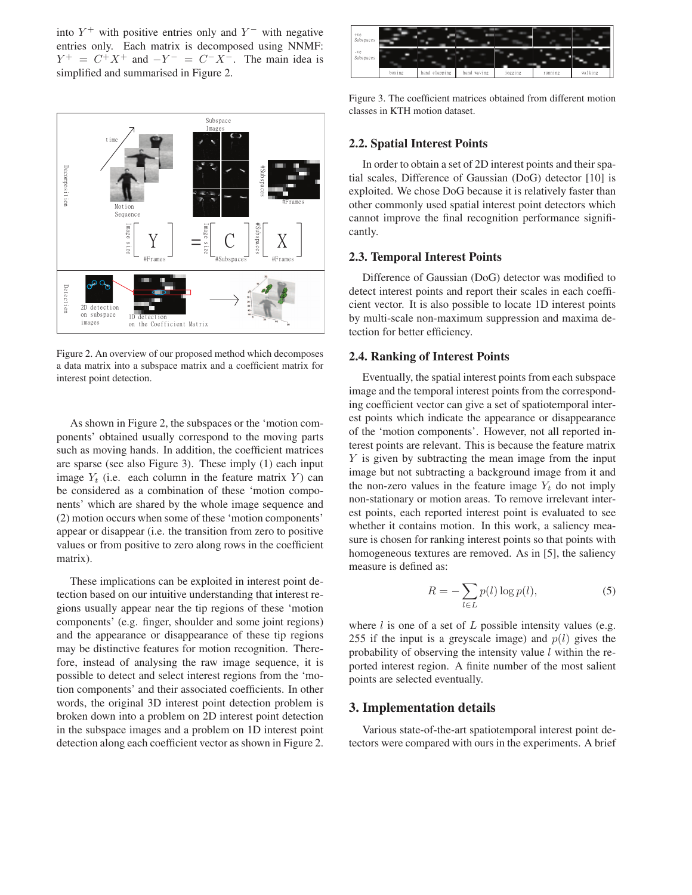into $Y^+$ with positive entries only and $Y^-$ with negative entries only. Each matrix is decomposed using NNMF: $Y^+ = C^+X^+$ and $-Y^- = C^-X^-$. The main idea is simplified and summarised in Figure 2.

Figure 2. An overview of our proposed method which decomposes a data matrix into a subspace matrix and a coefficient matrix for interest point detection.

As shown in Figure 2, the subspaces or the 'motion components' obtained usually correspond to the moving parts such as moving hands. In addition, the coefficient matrices are sparse (see also Figure 3). These imply (1) each input image $Y_t$ (i.e. each column in the feature matrix $Y$) can be considered as a combination of these 'motion components' which are shared by the whole image sequence and (2) motion occurs when some of these 'motion components' appear or disappear (i.e. the transition from zero to positive values or from positive to zero along rows in the coefficient matrix).

These implications can be exploited in interest point detection based on our intuitive understanding that interest regions usually appear near the tip regions of these 'motion components' (e.g. finger, shoulder and some joint regions) and the appearance or disappearance of these tip regions may be distinctive features for motion recognition. Therefore, instead of analysing the raw image sequence, it is possible to detect and select interest regions from the 'motion components' and their associated coefficients. In other words, the original 3D interest point detection problem is broken down into a problem on 2D interest point detection in the subspace images and a problem on 1D interest point detection along each coefficient vector as shown in Figure 2.

Figure 3. The coefficient matrices obtained from different motion classes in KTH motion dataset.

## 2.2. Spatial Interest Points

In order to obtain a set of 2D interest points and their spatial scales, Difference of Gaussian (DoG) detector [10] is exploited. We chose DoG because it is relatively faster than other commonly used spatial interest point detectors which cannot improve the final recognition performance significantly.

## 2.3. Temporal Interest Points

Difference of Gaussian (DoG) detector was modified to detect interest points and report their scales in each coefficient vector. It is also possible to locate 1D interest points by multi-scale non-maximum suppression and maxima detection for better efficiency.

## 2.4. Ranking of Interest Points

Eventually, the spatial interest points from each subspace image and the temporal interest points from the corresponding coefficient vector can give a set of spatiotemporal interest points which indicate the appearance or disappearance of the 'motion components'. However, not all reported interest points are relevant. This is because the feature matrix $Y$ is given by subtracting the mean image from the input image but not subtracting a background image from it and the non-zero values in the feature image $Y_t$ do not imply non-stationary or motion areas. To remove irrelevant interest points, each reported interest point is evaluated to see whether it contains motion. In this work, a saliency measure is chosen for ranking interest points so that points with homogeneous textures are removed. As in [5], the saliency measure is defined as:

$$R = -\sum_{l \in L} p(l) \log p(l), \tag{5}$$

where $l$ is one of a set of $L$ possible intensity values (e.g. 255 if the input is a greyscale image) and $p(l)$ gives the probability of observing the intensity value $l$ within the reported interest region. A finite number of the most salient points are selected eventually.

# 3. Implementation details

Various state-of-the-art spatiotemporal interest point detectors were compared with ours in the experiments. A brief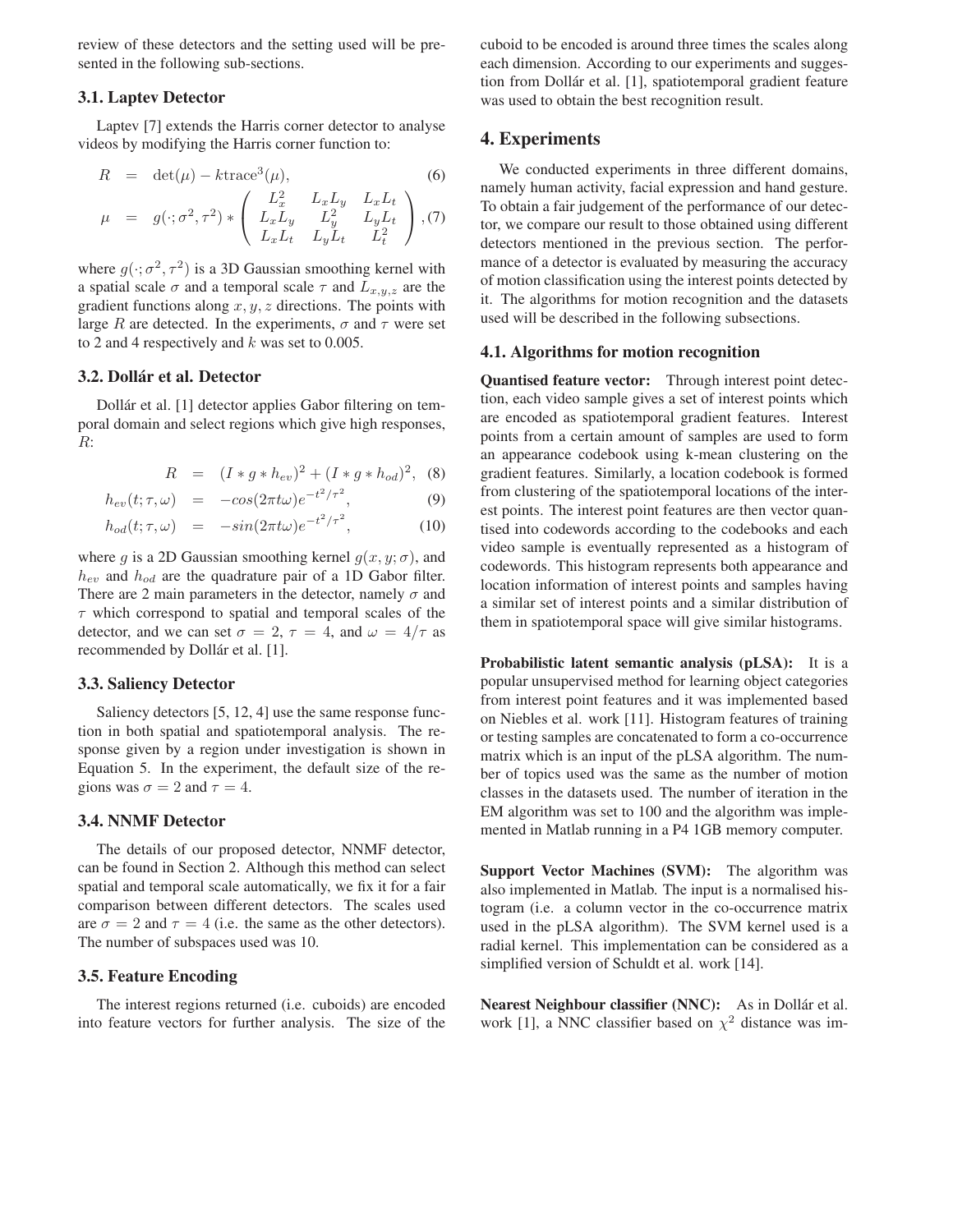review of these detectors and the setting used will be presented in the following sub-sections.

### 3.1. Laptev Detector

Laptev [7] extends the Harris corner detector to analyse videos by modifying the Harris corner function to:

$$R = \det(\mu) - k\text{trace}^3(\mu), \tag{6}$$

$$\mu = g(\cdot;\sigma^2,\tau^2) * \begin{pmatrix} L_x^2 & L_xL_y & L_xL_t \\ L_xL_y & L_y^2 & L_yL_t \\ L_xL_t & L_yL_t & L_t^2 \end{pmatrix}, \tag{7}$$

where $g(\cdot;\sigma^2,\tau^2)$ is a 3D Gaussian smoothing kernel with a spatial scale $\sigma$ and a temporal scale $\tau$ and $L_{x,y,z}$ are the gradient functions along $x, y, z$ directions. The points with large $R$ are detected. In the experiments, $\sigma$ and $\tau$ were set to 2 and 4 respectively and $k$ was set to 0.005.

### 3.2. Dollár et al. Detector

Dollár et al. [1] detector applies Gabor filtering on temporal domain and select regions which give high responses, $R$:

$$R = (I * g * h_{ev})^2 + (I * g * h_{od})^2, \tag{8}$$

$$h_{ev}(t;\tau,\omega) = -cos(2\pi t\omega)e^{-t^2/\tau^2}, \tag{9}$$

$$h_{od}(t;\tau,\omega) = -sin(2\pi t\omega)e^{-t^2/\tau^2}, \tag{10}$$

where $g$ is a 2D Gaussian smoothing kernel $g(x,y;\sigma)$, and $h_{ev}$ and $h_{od}$ are the quadrature pair of a 1D Gabor filter. There are 2 main parameters in the detector, namely $\sigma$ and $\tau$ which correspond to spatial and temporal scales of the detector, and we can set $\sigma = 2$, $\tau = 4$, and $\omega = 4/\tau$ as recommended by Dollár et al. [1].

### 3.3. Saliency Detector

Saliency detectors [5, 12, 4] use the same response function in both spatial and spatiotemporal analysis. The response given by a region under investigation is shown in Equation 5. In the experiment, the default size of the regions was $\sigma = 2$ and $\tau = 4$.

### 3.4. NNMF Detector

The details of our proposed detector, NNMF detector, can be found in Section 2. Although this method can select spatial and temporal scale automatically, we fix it for a fair comparison between different detectors. The scales used are $\sigma = 2$ and $\tau = 4$ (i.e. the same as the other detectors). The number of subspaces used was 10.

### 3.5. Feature Encoding

The interest regions returned (i.e. cuboids) are encoded into feature vectors for further analysis. The size of the cuboid to be encoded is around three times the scales along each dimension. According to our experiments and suggestion from Dollár et al. [1], spatiotemporal gradient feature was used to obtain the best recognition result.

## 4. Experiments

We conducted experiments in three different domains, namely human activity, facial expression and hand gesture. To obtain a fair judgement of the performance of our detector, we compare our result to those obtained using different detectors mentioned in the previous section. The performance of a detector is evaluated by measuring the accuracy of motion classification using the interest points detected by it. The algorithms for motion recognition and the datasets used will be described in the following subsections.

### 4.1. Algorithms for motion recognition

**Quantised feature vector:** Through interest point detection, each video sample gives a set of interest points which are encoded as spatiotemporal gradient features. Interest points from a certain amount of samples are used to form an appearance codebook using k-mean clustering on the gradient features. Similarly, a location codebook is formed from clustering of the spatiotemporal locations of the interest points. The interest point features are then vector quantised into codewords according to the codebooks and each video sample is eventually represented as a histogram of codewords. This histogram represents both appearance and location information of interest points and samples having a similar set of interest points and a similar distribution of them in spatiotemporal space will give similar histograms.

**Probabilistic latent semantic analysis (pLSA):** It is a popular unsupervised method for learning object categories from interest point features and it was implemented based on Niebles et al. work [11]. Histogram features of training or testing samples are concatenated to form a co-occurrence matrix which is an input of the pLSA algorithm. The number of topics used was the same as the number of motion classes in the datasets used. The number of iteration in the EM algorithm was set to 100 and the algorithm was implemented in Matlab running in a P4 1GB memory computer.

**Support Vector Machines (SVM):** The algorithm was also implemented in Matlab. The input is a normalised histogram (i.e. a column vector in the co-occurrence matrix used in the pLSA algorithm). The SVM kernel used is a radial kernel. This implementation can be considered as a simplified version of Schuldt et al. work [14].

**Nearest Neighbour classifier (NNC):** As in Dollár et al. work [1], a NNC classifier based on $\chi^2$ distance was im-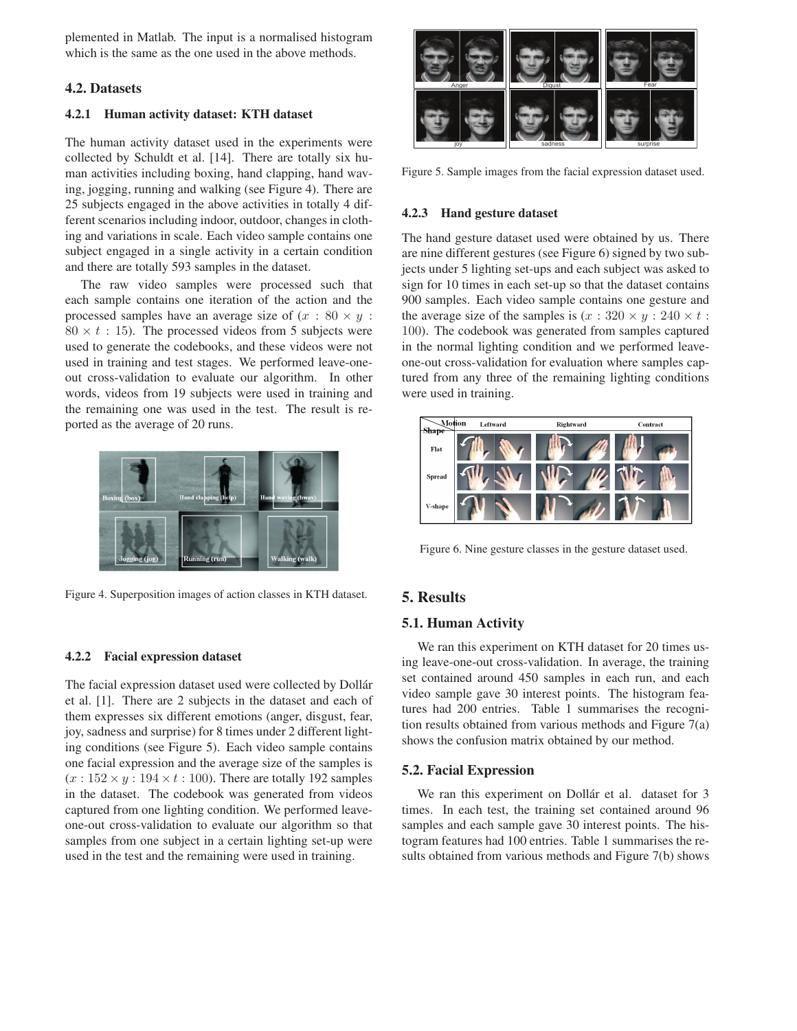plemented in Matlab. The input is a normalised histogram which is the same as the one used in the above methods.

## 4.2. Datasets

### 4.2.1 Human activity dataset: KTH dataset

The human activity dataset used in the experiments were collected by Schuldt et al. [14]. There are totally six human activities including boxing, hand clapping, hand waving, jogging, running and walking (see Figure 4). There are 25 subjects engaged in the above activities in totally 4 different scenarios including indoor, outdoor, changes in clothing and variations in scale. Each video sample contains one subject engaged in a single activity in a certain condition and there are totally 593 samples in the dataset.

The raw video samples were processed such that each sample contains one iteration of the action and the processed samples have an average size of ($x : 80 \times y : 80 \times t : 15$). The processed videos from 5 subjects were used to generate the codebooks, and these videos were not used in training and test stages. We performed leave-one-out cross-validation to evaluate our algorithm. In other words, videos from 19 subjects were used in training and the remaining one was used in the test. The result is reported as the average of 20 runs.

Figure 4. Superposition images of action classes in KTH dataset.

### 4.2.2 Facial expression dataset

The facial expression dataset used were collected by Dollár et al. [1]. There are 2 subjects in the dataset and each of them expresses six different emotions (anger, disgust, fear, joy, sadness and surprise) for 8 times under 2 different lighting conditions (see Figure 5). Each video sample contains one facial expression and the average size of the samples is ($x : 152 \times y : 194 \times t : 100$). There are totally 192 samples in the dataset. The codebook was generated from videos captured from one lighting condition. We performed leave-one-out cross-validation to evaluate our algorithm so that samples from one subject in a certain lighting set-up were used in the test and the remaining were used in training.

Figure 5. Sample images from the facial expression dataset used.

### 4.2.3 Hand gesture dataset

The hand gesture dataset used were obtained by us. There are nine different gestures (see Figure 6) signed by two subjects under 5 lighting set-ups and each subject was asked to sign for 10 times in each set-up so that the dataset contains 900 samples. Each video sample contains one gesture and the average size of the samples is ($x : 320 \times y : 240 \times t : 100$). The codebook was generated from samples captured in the normal lighting condition and we performed leave-one-out cross-validation for evaluation where samples captured from any three of the remaining lighting conditions were used in training.

Figure 6. Nine gesture classes in the gesture dataset used.

# 5. Results

## 5.1. Human Activity

We ran this experiment on KTH dataset for 20 times using leave-one-out cross-validation. In average, the training set contained around 450 samples in each run, and each video sample gave 30 interest points. The histogram features had 200 entries. Table 1 summarises the recognition results obtained from various methods and Figure 7(a) shows the confusion matrix obtained by our method.

## 5.2. Facial Expression

We ran this experiment on Dollár et al. dataset for 3 times. In each test, the training set contained around 96 samples and each sample gave 30 interest points. The histogram features had 100 entries. Table 1 summarises the results obtained from various methods and Figure 7(b) shows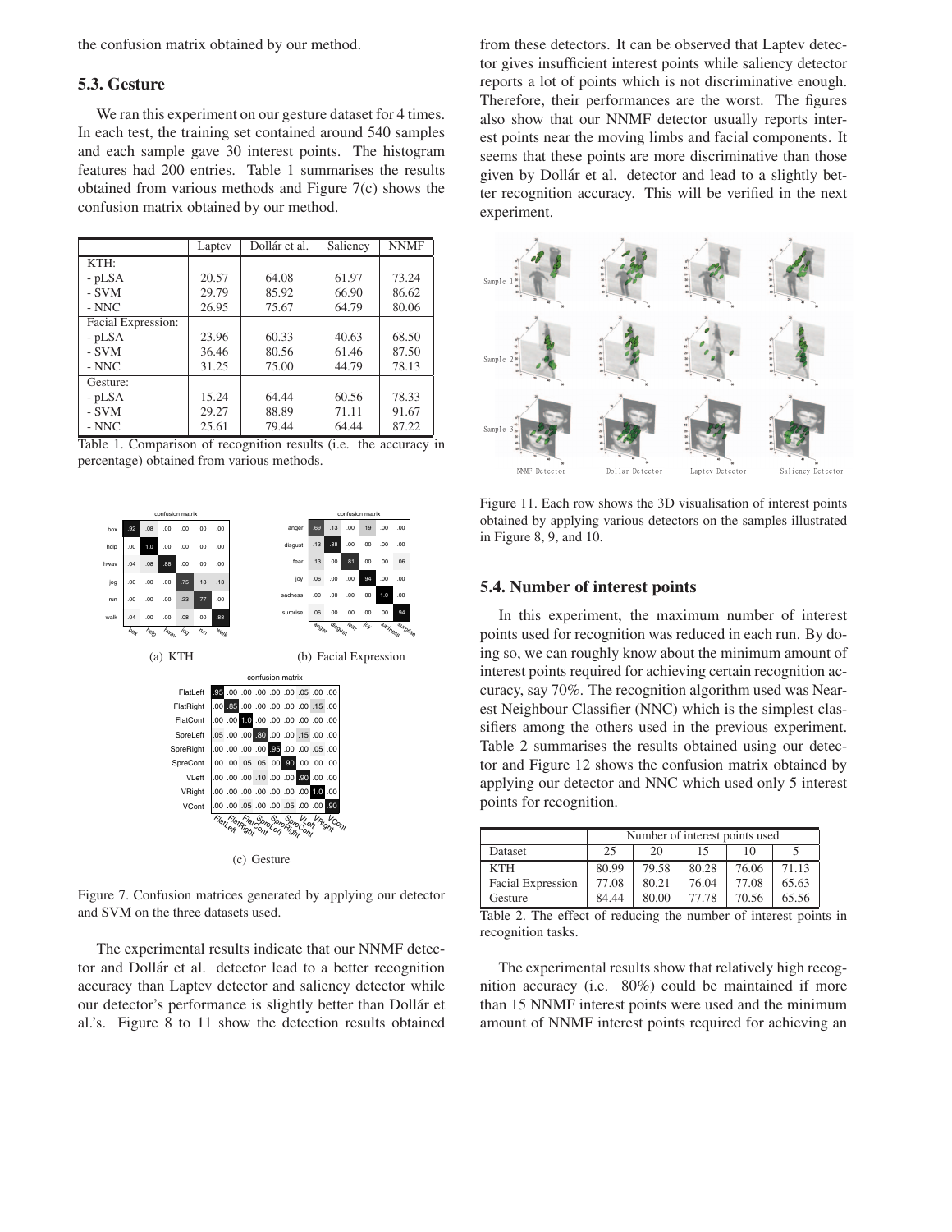the confusion matrix obtained by our method.

### 5.3. Gesture

We ran this experiment on our gesture dataset for 4 times. In each test, the training set contained around 540 samples and each sample gave 30 interest points. The histogram features had 200 entries. Table 1 summarises the results obtained from various methods and Figure 7(c) shows the confusion matrix obtained by our method.

| | Laptev | Dollár et al. | Saliency | NNMF |
|---|---|---|---|---|
| KTH: | | | | |
| - pLSA | 20.57 | 64.08 | 61.97 | 73.24 |
| - SVM | 29.79 | 85.92 | 66.90 | 86.62 |
| - NNC | 26.95 | 75.67 | 64.79 | 80.06 |
| Facial Expression: | | | | |
| - pLSA | 23.96 | 60.33 | 40.63 | 68.50 |
| - SVM | 36.46 | 80.56 | 61.46 | 87.50 |
| - NNC | 31.25 | 75.00 | 44.79 | 78.13 |
| Gesture: | | | | |
| - pLSA | 15.24 | 64.44 | 60.56 | 78.33 |
| - SVM | 29.27 | 88.89 | 71.11 | 91.67 |
| - NNC | 25.61 | 79.44 | 64.44 | 87.22 |

Table 1. Comparison of recognition results (i.e. the accuracy in percentage) obtained from various methods.

(a) KTH

(b) Facial Expression

(c) Gesture

Figure 7. Confusion matrices generated by applying our detector and SVM on the three datasets used.

The experimental results indicate that our NNMF detector and Dollár et al. detector lead to a better recognition accuracy than Laptev detector and saliency detector while our detector's performance is slightly better than Dollár et al.'s. Figure 8 to 11 show the detection results obtained from these detectors. It can be observed that Laptev detector gives insufficient interest points while saliency detector reports a lot of points which is not discriminative enough. Therefore, their performances are the worst. The figures also show that our NNMF detector usually reports interest points near the moving limbs and facial components. It seems that these points are more discriminative than those given by Dollár et al. detector and lead to a slightly better recognition accuracy. This will be verified in the next experiment.

Figure 11. Each row shows the 3D visualisation of interest points obtained by applying various detectors on the samples illustrated in Figure 8, 9, and 10.

### 5.4. Number of interest points

In this experiment, the maximum number of interest points used for recognition was reduced in each run. By doing so, we can roughly know about the minimum amount of interest points required for achieving certain recognition accuracy, say 70%. The recognition algorithm used was Nearest Neighbour Classifier (NNC) which is the simplest classifiers among the others used in the previous experiment. Table 2 summarises the results obtained using our detector and Figure 12 shows the confusion matrix obtained by applying our detector and NNC which used only 5 interest points for recognition.

| | Number of interest points used | | | | |
|---|---|---|---|---|---|
| Dataset | 25 | 20 | 15 | 10 | 5 |
| KTH | 80.99 | 79.58 | 80.28 | 76.06 | 71.13 |
| Facial Expression | 77.08 | 80.21 | 76.04 | 77.08 | 65.63 |
| Gesture | 84.44 | 80.00 | 77.78 | 70.56 | 65.56 |

Table 2. The effect of reducing the number of interest points in recognition tasks.

The experimental results show that relatively high recognition accuracy (i.e. 80%) could be maintained if more than 15 NNMF interest points were used and the minimum amount of NNMF interest points required for achieving an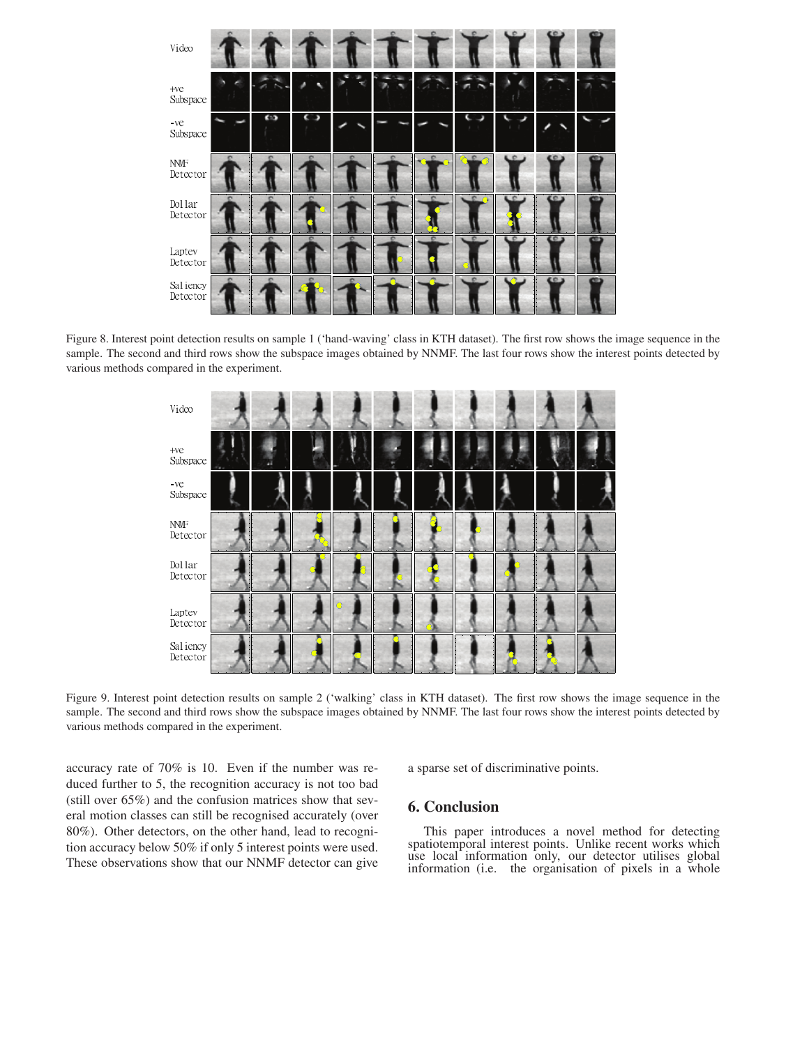Figure 8. Interest point detection results on sample 1 ('hand-waving' class in KTH dataset). The first row shows the image sequence in the sample. The second and third rows show the subspace images obtained by NNMF. The last four rows show the interest points detected by various methods compared in the experiment.

Figure 9. Interest point detection results on sample 2 ('walking' class in KTH dataset). The first row shows the image sequence in the sample. The second and third rows show the subspace images obtained by NNMF. The last four rows show the interest points detected by various methods compared in the experiment.

accuracy rate of 70% is 10. Even if the number was reduced further to 5, the recognition accuracy is not too bad (still over 65%) and the confusion matrices show that several motion classes can still be recognised accurately (over 80%). Other detectors, on the other hand, lead to recognition accuracy below 50% if only 5 interest points were used. These observations show that our NNMF detector can give a sparse set of discriminative points.

## 6. Conclusion

This paper introduces a novel method for detecting spatiotemporal interest points. Unlike recent works which use local information only, our detector utilises global information (i.e. the organisation of pixels in a whole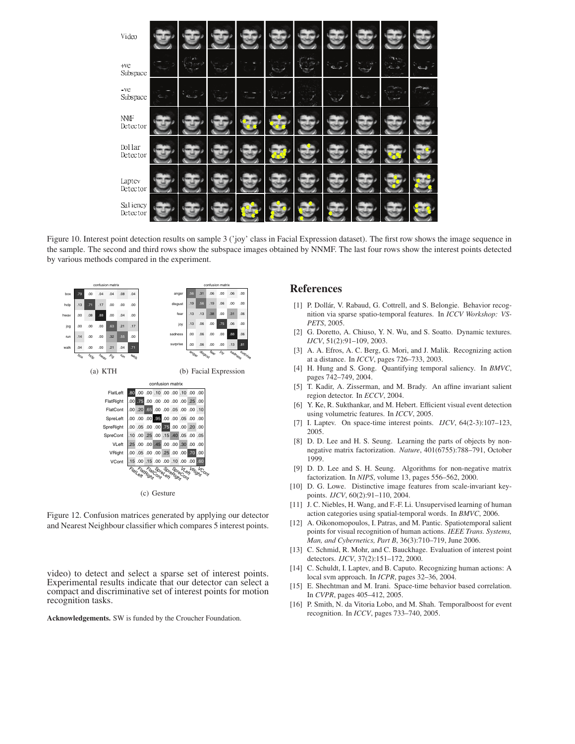Video

+ve Subspace

-ve Subspace

NNMF Detector

Dollar Detector

Laptev Detector

Saliency Detector

Figure 10. Interest point detection results on sample 3 ('joy' class in Facial Expression dataset). The first row shows the image sequence in the sample. The second and third rows show the subspace images obtained by NNMF. The last four rows show the interest points detected by various methods compared in the experiment.

(a) KTH

(b) Facial Expression

(c) Gesture

Figure 12. Confusion matrices generated by applying our detector and Nearest Neighbour classifier which compares 5 interest points.

video) to detect and select a sparse set of interest points. Experimental results indicate that our detector can select a compact and discriminative set of interest points for motion recognition tasks.

**Acknowledgements.** SW is funded by the Croucher Foundation.

## References

[1] P. Dollár, V. Rabaud, G. Cottrell, and S. Belongie. Behavior recognition via sparse spatio-temporal features. In *ICCV Workshop: VS-PETS*, 2005.

[2] G. Doretto, A. Chiuso, Y. N. Wu, and S. Soatto. Dynamic textures. *IJCV*, 51(2):91–109, 2003.

[3] A. A. Efros, A. C. Berg, G. Mori, and J. Malik. Recognizing action at a distance. In *ICCV*, pages 726–733, 2003.

[4] H. Hung and S. Gong. Quantifying temporal saliency. In *BMVC*, pages 742–749, 2004.

[5] T. Kadir, A. Zisserman, and M. Brady. An affine invariant salient region detector. In *ECCV*, 2004.

[6] Y. Ke, R. Sukthankar, and M. Hebert. Efficient visual event detection using volumetric features. In *ICCV*, 2005.

[7] I. Laptev. On space-time interest points. *IJCV*, 64(2-3):107–123, 2005.

[8] D. D. Lee and H. S. Seung. Learning the parts of objects by non-negative matrix factorization. *Nature*, 401(6755):788–791, October 1999.

[9] D. D. Lee and S. H. Seung. Algorithms for non-negative matrix factorization. In *NIPS*, volume 13, pages 556–562, 2000.

[10] D. G. Lowe. Distinctive image features from scale-invariant keypoints. *IJCV*, 60(2):91–110, 2004.

[11] J. C. Niebles, H. Wang, and F.-F. Li. Unsupervised learning of human action categories using spatial-temporal words. In *BMVC*, 2006.

[12] A. Oikonomopoulos, I. Patras, and M. Pantic. Spatiotemporal salient points for visual recognition of human actions. *IEEE Trans. Systems, Man, and Cybernetics, Part B*, 36(3):710–719, June 2006.

[13] C. Schmid, R. Mohr, and C. Bauckhage. Evaluation of interest point detectors. *IJCV*, 37(2):151–172, 2000.

[14] C. Schuldt, I. Laptev, and B. Caputo. Recognizing human actions: A local svm approach. In *ICPR*, pages 32–36, 2004.

[15] E. Shechtman and M. Irani. Space-time behavior based correlation. In *CVPR*, pages 405–412, 2005.

[16] P. Smith, N. da Vitoria Lobo, and M. Shah. Temporalboost for event recognition. In *ICCV*, pages 733–740, 2005.